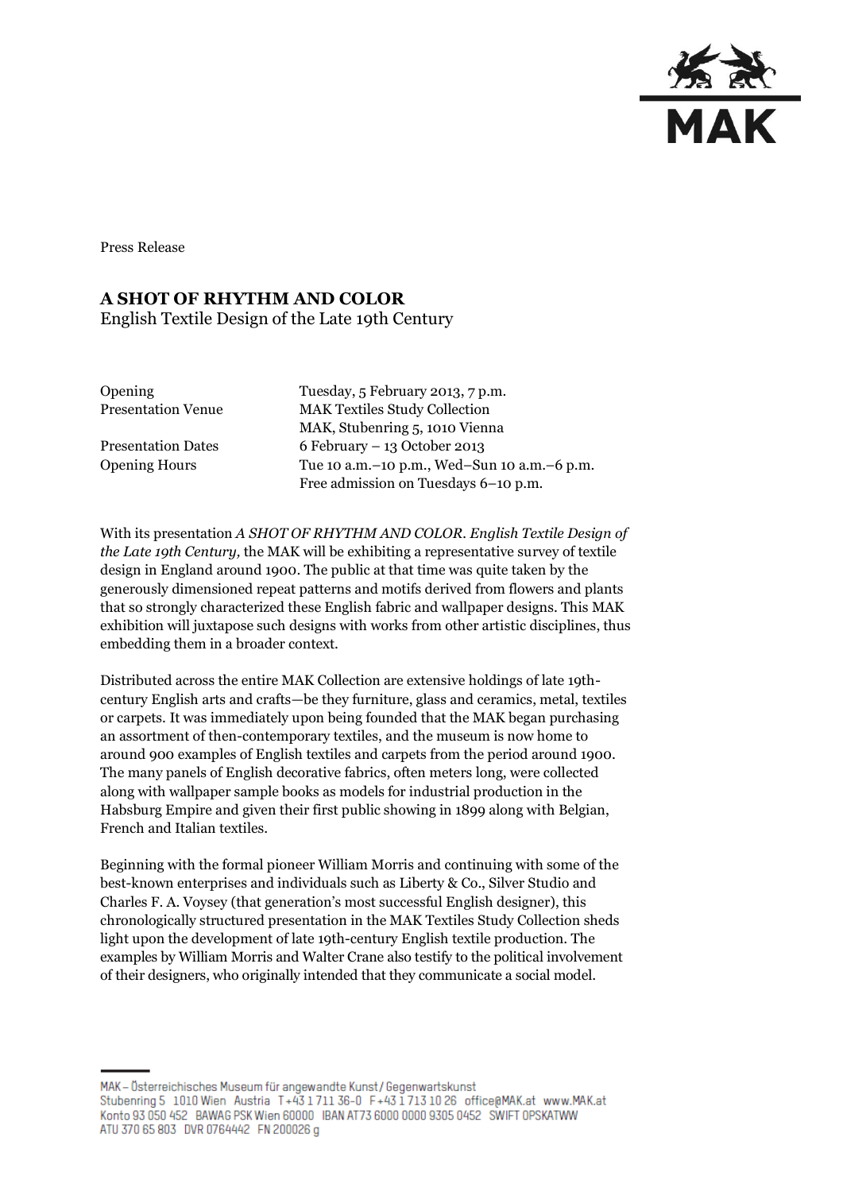Press Release

# A SHOT OF RHYTHM AND COLOR

English Textile Design of the Late 19th Century

| | |
|---|---|
| Opening | Tuesday, 5 February 2013, 7 p.m. |
| Presentation Venue | MAK Textiles Study Collection<br>MAK, Stubenring 5, 1010 Vienna |
| Presentation Dates | 6 February – 13 October 2013 |
| Opening Hours | Tue 10 a.m.–10 p.m., Wed–Sun 10 a.m.–6 p.m.<br>Free admission on Tuesdays 6–10 p.m. |

With its presentation *A SHOT OF RHYTHM AND COLOR. English Textile Design of the Late 19th Century,* the MAK will be exhibiting a representative survey of textile design in England around 1900. The public at that time was quite taken by the generously dimensioned repeat patterns and motifs derived from flowers and plants that so strongly characterized these English fabric and wallpaper designs. This MAK exhibition will juxtapose such designs with works from other artistic disciplines, thus embedding them in a broader context.

Distributed across the entire MAK Collection are extensive holdings of late 19th-century English arts and crafts—be they furniture, glass and ceramics, metal, textiles or carpets. It was immediately upon being founded that the MAK began purchasing an assortment of then-contemporary textiles, and the museum is now home to around 900 examples of English textiles and carpets from the period around 1900. The many panels of English decorative fabrics, often meters long, were collected along with wallpaper sample books as models for industrial production in the Habsburg Empire and given their first public showing in 1899 along with Belgian, French and Italian textiles.

Beginning with the formal pioneer William Morris and continuing with some of the best-known enterprises and individuals such as Liberty & Co., Silver Studio and Charles F. A. Voysey (that generation's most successful English designer), this chronologically structured presentation in the MAK Textiles Study Collection sheds light upon the development of late 19th-century English textile production. The examples by William Morris and Walter Crane also testify to the political involvement of their designers, who originally intended that they communicate a social model.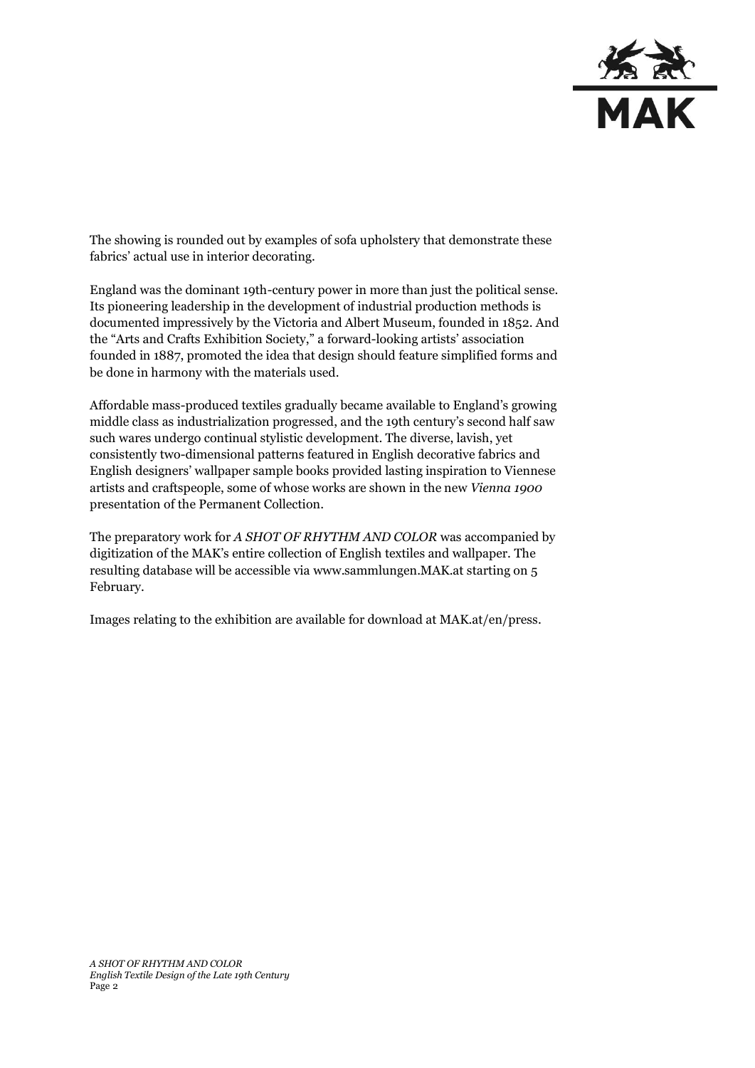The showing is rounded out by examples of sofa upholstery that demonstrate these fabrics' actual use in interior decorating.

England was the dominant 19th-century power in more than just the political sense. Its pioneering leadership in the development of industrial production methods is documented impressively by the Victoria and Albert Museum, founded in 1852. And the "Arts and Crafts Exhibition Society," a forward-looking artists' association founded in 1887, promoted the idea that design should feature simplified forms and be done in harmony with the materials used.

Affordable mass-produced textiles gradually became available to England's growing middle class as industrialization progressed, and the 19th century's second half saw such wares undergo continual stylistic development. The diverse, lavish, yet consistently two-dimensional patterns featured in English decorative fabrics and English designers' wallpaper sample books provided lasting inspiration to Viennese artists and craftspeople, some of whose works are shown in the new *Vienna 1900* presentation of the Permanent Collection.

The preparatory work for *A SHOT OF RHYTHM AND COLOR* was accompanied by digitization of the MAK's entire collection of English textiles and wallpaper. The resulting database will be accessible via www.sammlungen.MAK.at starting on 5 February.

Images relating to the exhibition are available for download at MAK.at/en/press.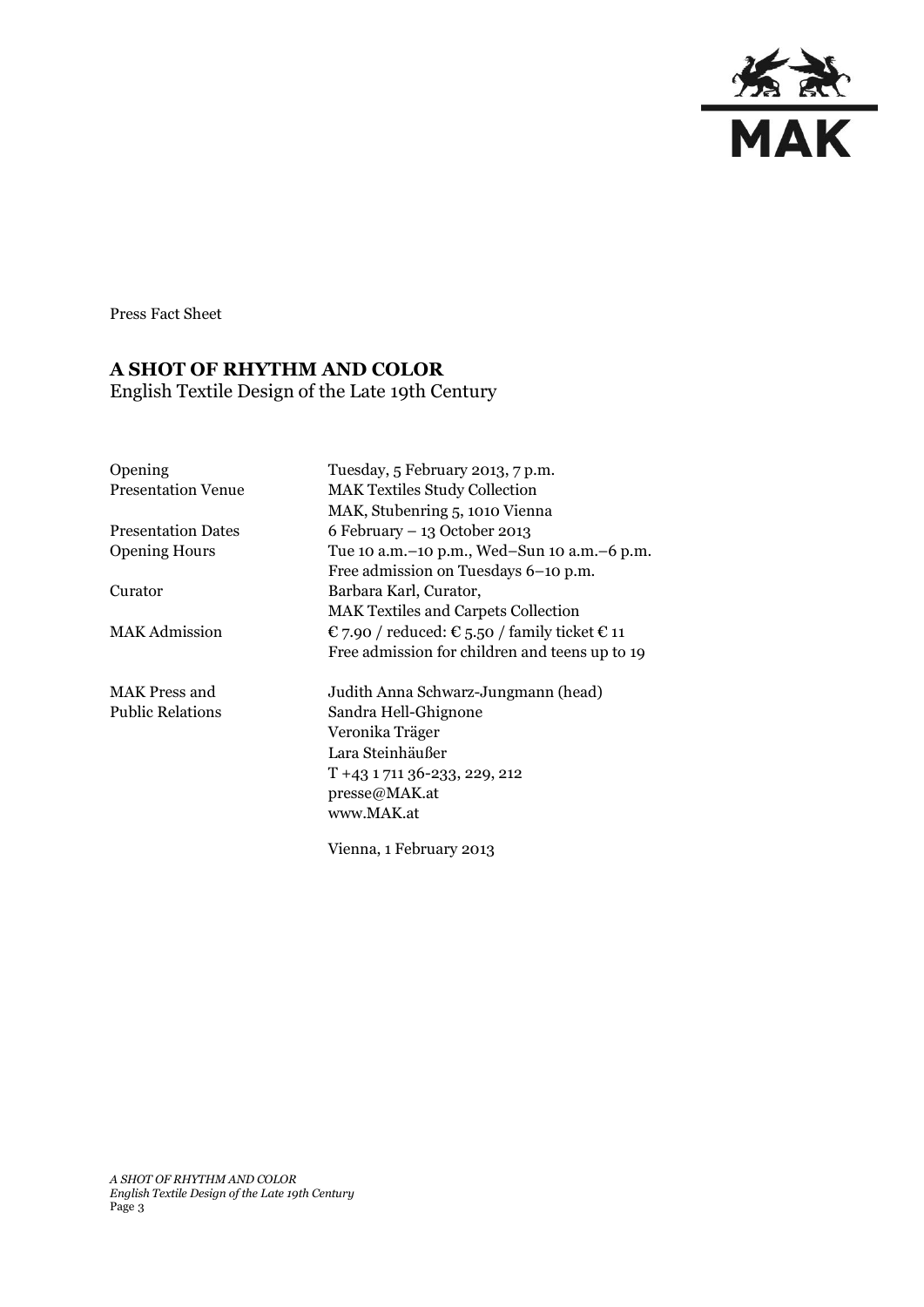Press Fact Sheet

# A SHOT OF RHYTHM AND COLOR

English Textile Design of the Late 19th Century

| | |
|---|---|
| Opening | Tuesday, 5 February 2013, 7 p.m. |
| Presentation Venue | MAK Textiles Study Collection<br>MAK, Stubenring 5, 1010 Vienna |
| Presentation Dates | 6 February – 13 October 2013 |
| Opening Hours | Tue 10 a.m.–10 p.m., Wed–Sun 10 a.m.–6 p.m.<br>Free admission on Tuesdays 6–10 p.m. |
| Curator | Barbara Karl, Curator,<br>MAK Textiles and Carpets Collection |
| MAK Admission | € 7.90 / reduced: € 5.50 / family ticket € 11<br>Free admission for children and teens up to 19 |
| MAK Press and Public Relations | Judith Anna Schwarz-Jungmann (head)<br>Sandra Hell-Ghignone<br>Veronika Träger<br>Lara Steinhäußer<br>T +43 1 711 36-233, 229, 212<br>presse@MAK.at<br>www.MAK.at |

Vienna, 1 February 2013